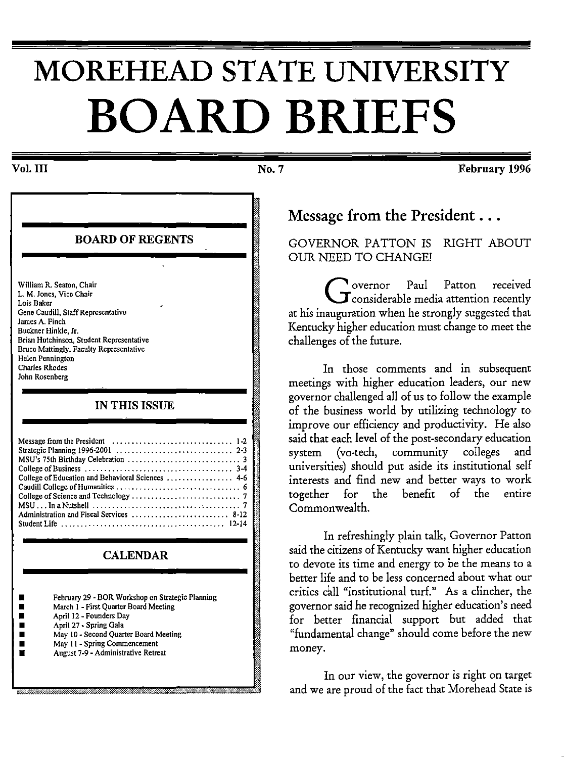# MOREHEAD STATE UNIVERSITY

# BOARD BRIEFS

Vol. III | No. 7 | February 1996

## BOARD OF REGENTS

William R. Seaton, Chair
L. M. Jones, Vice Chair
Lois Baker
Gene Caudill, Staff Representative
James A. Finch
Buckner Hinkle, Jr.
Brian Hutchinson, Student Representative
Bruce Mattingly, Faculty Representative
Helen Pennington
Charles Rhodes
John Rosenberg

## IN THIS ISSUE

| | |
|---|---|
| Message from the President | 1-2 |
| Strategic Planning 1996-2001 | 2-3 |
| MSU's 75th Birthday Celebration | 3 |
| College of Business | 3-4 |
| College of Education and Behavioral Sciences | 4-6 |
| Caudill College of Humanities | 6 |
| College of Science and Technology | 7 |
| MSU . . . In a Nutshell | 7 |
| Administration and Fiscal Services | 8-12 |
| Student Life | 12-14 |

## CALENDAR

- February 29 - BOR Workshop on Strategic Planning
- March 1 - First Quarter Board Meeting
- April 12 - Founders Day
- April 27 - Spring Gala
- May 10 - Second Quarter Board Meeting
- May 11 - Spring Commencement
- August 7-9 - Administrative Retreat

## Message from the President . . .

GOVERNOR PATTON IS RIGHT ABOUT OUR NEED TO CHANGE!

Governor Paul Patton received considerable media attention recently at his inauguration when he strongly suggested that Kentucky higher education must change to meet the challenges of the future.

In those comments and in subsequent meetings with higher education leaders, our new governor challenged all of us to follow the example of the business world by utilizing technology to improve our efficiency and productivity. He also said that each level of the post-secondary education system (vo-tech, community colleges and universities) should put aside its institutional self interests and find new and better ways to work together for the benefit of the entire Commonwealth.

In refreshingly plain talk, Governor Patton said the citizens of Kentucky want higher education to devote its time and energy to be the means to a better life and to be less concerned about what our critics call "institutional turf." As a clincher, the governor said he recognized higher education's need for better financial support but added that "fundamental change" should come before the new money.

In our view, the governor is right on target and we are proud of the fact that Morehead State is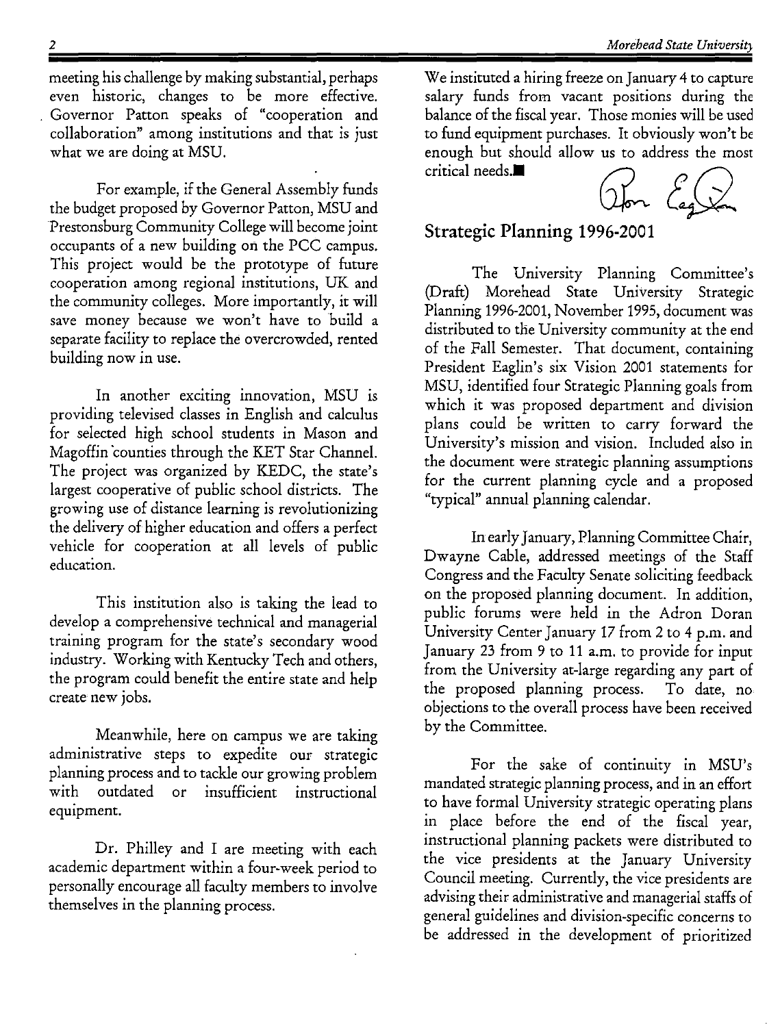meeting his challenge by making substantial, perhaps even historic, changes to be more effective. Governor Patton speaks of "cooperation and collaboration" among institutions and that is just what we are doing at MSU.

For example, if the General Assembly funds the budget proposed by Governor Patton, MSU and Prestonsburg Community College will become joint occupants of a new building on the PCC campus. This project would be the prototype of future cooperation among regional institutions, UK and the community colleges. More importantly, it will save money because we won't have to build a separate facility to replace the overcrowded, rented building now in use.

In another exciting innovation, MSU is providing televised classes in English and calculus for selected high school students in Mason and Magoffin counties through the KET Star Channel. The project was organized by KEDC, the state's largest cooperative of public school districts. The growing use of distance learning is revolutionizing the delivery of higher education and offers a perfect vehicle for cooperation at all levels of public education.

This institution also is taking the lead to develop a comprehensive technical and managerial training program for the state's secondary wood industry. Working with Kentucky Tech and others, the program could benefit the entire state and help create new jobs.

Meanwhile, here on campus we are taking administrative steps to expedite our strategic planning process and to tackle our growing problem with outdated or insufficient instructional equipment.

Dr. Philley and I are meeting with each academic department within a four-week period to personally encourage all faculty members to involve themselves in the planning process.

We instituted a hiring freeze on January 4 to capture salary funds from vacant positions during the balance of the fiscal year. Those monies will be used to fund equipment purchases. It obviously won't be enough but should allow us to address the most critical needs.■

## Strategic Planning 1996-2001

The University Planning Committee's (Draft) Morehead State University Strategic Planning 1996-2001, November 1995, document was distributed to the University community at the end of the Fall Semester. That document, containing President Eaglin's six Vision 2001 statements for MSU, identified four Strategic Planning goals from which it was proposed department and division plans could be written to carry forward the University's mission and vision. Included also in the document were strategic planning assumptions for the current planning cycle and a proposed "typical" annual planning calendar.

In early January, Planning Committee Chair, Dwayne Cable, addressed meetings of the Staff Congress and the Faculty Senate soliciting feedback on the proposed planning document. In addition, public forums were held in the Adron Doran University Center January 17 from 2 to 4 p.m. and January 23 from 9 to 11 a.m. to provide for input from the University at-large regarding any part of the proposed planning process. To date, no objections to the overall process have been received by the Committee.

For the sake of continuity in MSU's mandated strategic planning process, and in an effort to have formal University strategic operating plans in place before the end of the fiscal year, instructional planning packets were distributed to the vice presidents at the January University Council meeting. Currently, the vice presidents are advising their administrative and managerial staffs of general guidelines and division-specific concerns to be addressed in the development of prioritized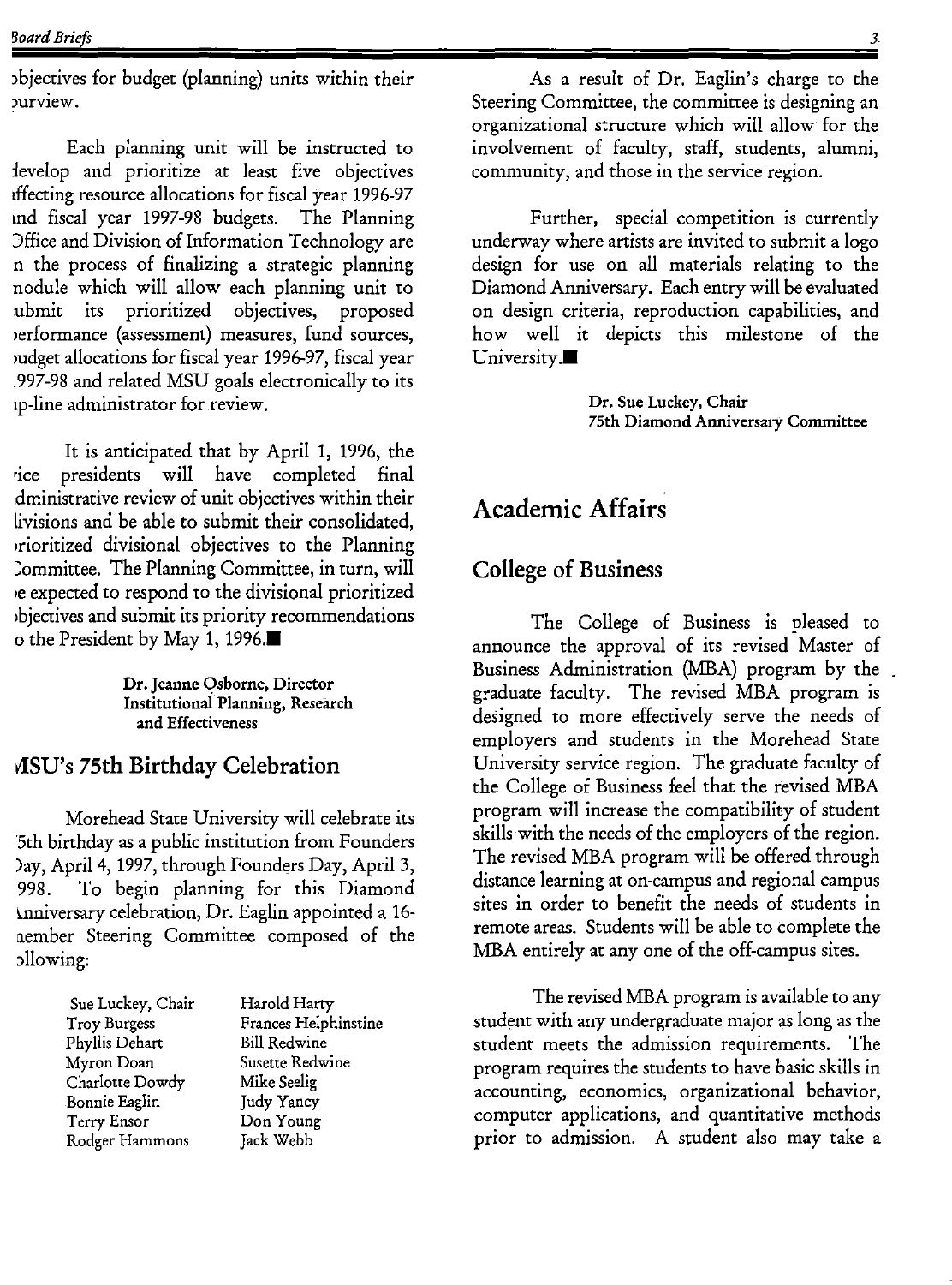objectives for budget (planning) units within their purview.

Each planning unit will be instructed to develop and prioritize at least five objectives affecting resource allocations for fiscal year 1996-97 and fiscal year 1997-98 budgets. The Planning Office and Division of Information Technology are in the process of finalizing a strategic planning module which will allow each planning unit to submit its prioritized objectives, proposed performance (assessment) measures, fund sources, budget allocations for fiscal year 1996-97, fiscal year 1997-98 and related MSU goals electronically to its up-line administrator for review.

It is anticipated that by April 1, 1996, the vice presidents will have completed final administrative review of unit objectives within their divisions and be able to submit their consolidated, prioritized divisional objectives to the Planning Committee. The Planning Committee, in turn, will be expected to respond to the divisional prioritized objectives and submit its priority recommendations to the President by May 1, 1996.■

**Dr. Jeanne Osborne, Director**
**Institutional Planning, Research and Effectiveness**

## MSU's 75th Birthday Celebration

Morehead State University will celebrate its 75th birthday as a public institution from Founders Day, April 4, 1997, through Founders Day, April 3, 1998. To begin planning for this Diamond Anniversary celebration, Dr. Eaglin appointed a 16-member Steering Committee composed of the following:

| | |
|---|---|
| Sue Luckey, Chair | Harold Harty |
| Troy Burgess | Frances Helphinstine |
| Phyllis Dehart | Bill Redwine |
| Myron Doan | Susette Redwine |
| Charlotte Dowdy | Mike Seelig |
| Bonnie Eaglin | Judy Yancy |
| Terry Ensor | Don Young |
| Rodger Hammons | Jack Webb |

As a result of Dr. Eaglin's charge to the Steering Committee, the committee is designing an organizational structure which will allow for the involvement of faculty, staff, students, alumni, community, and those in the service region.

Further, special competition is currently underway where artists are invited to submit a logo design for use on all materials relating to the Diamond Anniversary. Each entry will be evaluated on design criteria, reproduction capabilities, and how well it depicts this milestone of the University.■

**Dr. Sue Luckey, Chair**
**75th Diamond Anniversary Committee**

# Academic Affairs

## College of Business

The College of Business is pleased to announce the approval of its revised Master of Business Administration (MBA) program by the graduate faculty. The revised MBA program is designed to more effectively serve the needs of employers and students in the Morehead State University service region. The graduate faculty of the College of Business feel that the revised MBA program will increase the compatibility of student skills with the needs of the employers of the region. The revised MBA program will be offered through distance learning at on-campus and regional campus sites in order to benefit the needs of students in remote areas. Students will be able to complete the MBA entirely at any one of the off-campus sites.

The revised MBA program is available to any student with any undergraduate major as long as the student meets the admission requirements. The program requires the students to have basic skills in accounting, economics, organizational behavior, computer applications, and quantitative methods prior to admission. A student also may take a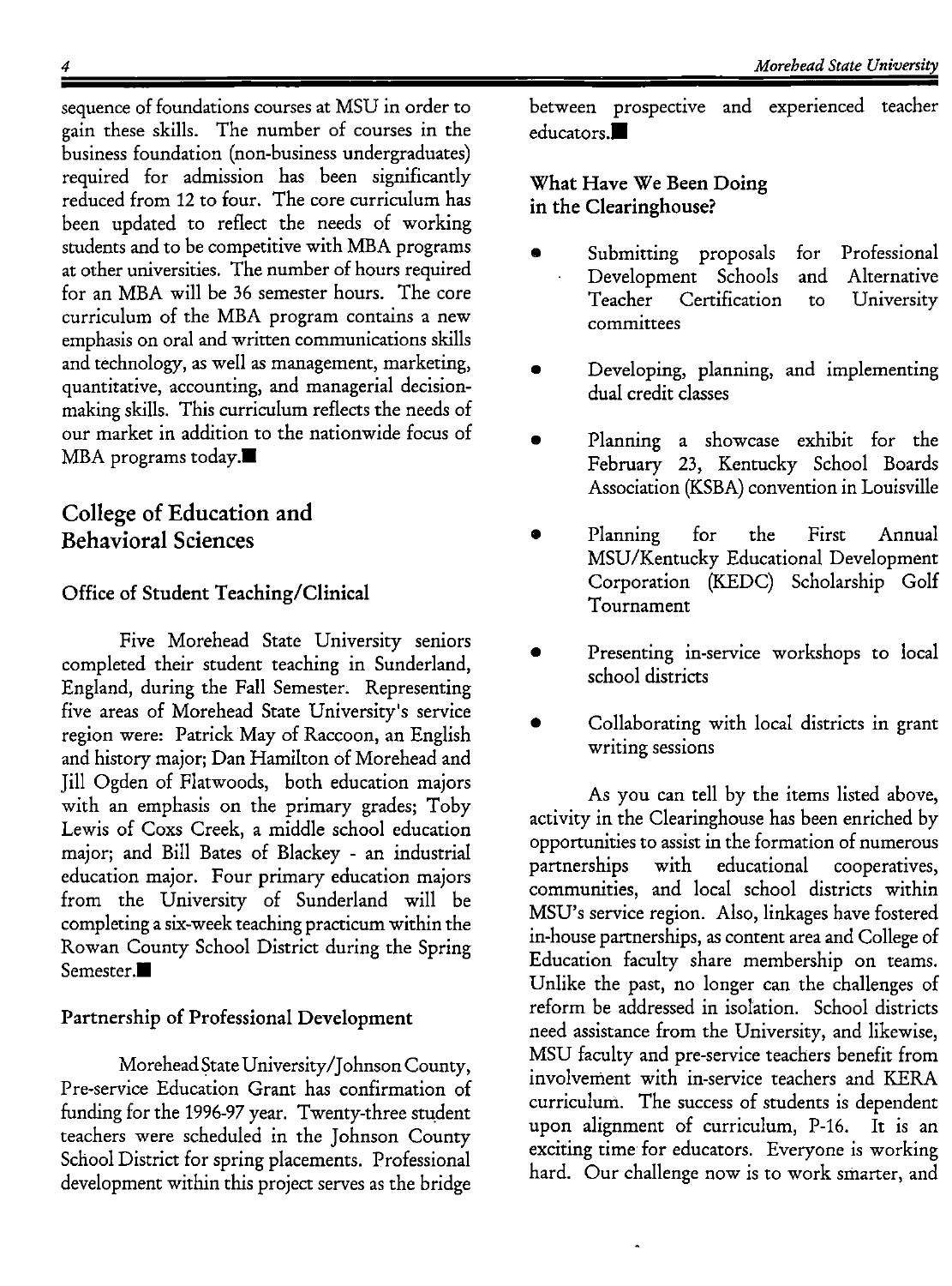sequence of foundations courses at MSU in order to gain these skills. The number of courses in the business foundation (non-business undergraduates) required for admission has been significantly reduced from 12 to four. The core curriculum has been updated to reflect the needs of working students and to be competitive with MBA programs at other universities. The number of hours required for an MBA will be 36 semester hours. The core curriculum of the MBA program contains a new emphasis on oral and written communications skills and technology, as well as management, marketing, quantitative, accounting, and managerial decision-making skills. This curriculum reflects the needs of our market in addition to the nationwide focus of MBA programs today.■

## College of Education and Behavioral Sciences

### Office of Student Teaching/Clinical

Five Morehead State University seniors completed their student teaching in Sunderland, England, during the Fall Semester. Representing five areas of Morehead State University's service region were: Patrick May of Raccoon, an English and history major; Dan Hamilton of Morehead and Jill Ogden of Flatwoods, both education majors with an emphasis on the primary grades; Toby Lewis of Coxs Creek, a middle school education major; and Bill Bates of Blackey - an industrial education major. Four primary education majors from the University of Sunderland will be completing a six-week teaching practicum within the Rowan County School District during the Spring Semester.■

### Partnership of Professional Development

Morehead State University/Johnson County, Pre-service Education Grant has confirmation of funding for the 1996-97 year. Twenty-three student teachers were scheduled in the Johnson County School District for spring placements. Professional development within this project serves as the bridge between prospective and experienced teacher educators.■

### What Have We Been Doing in the Clearinghouse?

- Submitting proposals for Professional Development Schools and Alternative Teacher Certification to University committees
- Developing, planning, and implementing dual credit classes
- Planning a showcase exhibit for the February 23, Kentucky School Boards Association (KSBA) convention in Louisville
- Planning for the First Annual MSU/Kentucky Educational Development Corporation (KEDC) Scholarship Golf Tournament
- Presenting in-service workshops to local school districts
- Collaborating with local districts in grant writing sessions

As you can tell by the items listed above, activity in the Clearinghouse has been enriched by opportunities to assist in the formation of numerous partnerships with educational cooperatives, communities, and local school districts within MSU's service region. Also, linkages have fostered in-house partnerships, as content area and College of Education faculty share membership on teams. Unlike the past, no longer can the challenges of reform be addressed in isolation. School districts need assistance from the University, and likewise, MSU faculty and pre-service teachers benefit from involvement with in-service teachers and KERA curriculum. The success of students is dependent upon alignment of curriculum, P-16. It is an exciting time for educators. Everyone is working hard. Our challenge now is to work smarter, and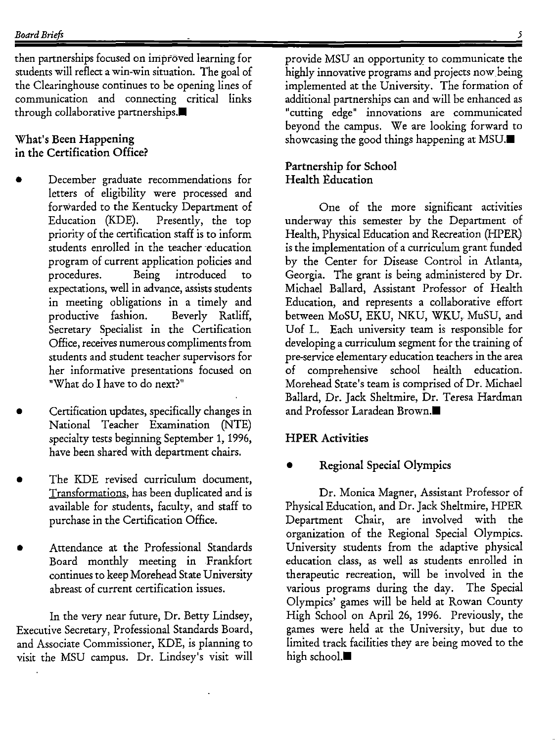then partnerships focused on improved learning for students will reflect a win-win situation. The goal of the Clearinghouse continues to be opening lines of communication and connecting critical links through collaborative partnerships.■

### What's Been Happening in the Certification Office?

- December graduate recommendations for letters of eligibility were processed and forwarded to the Kentucky Department of Education (KDE). Presently, the top priority of the certification staff is to inform students enrolled in the teacher education program of current application policies and procedures. Being introduced to expectations, well in advance, assists students in meeting obligations in a timely and productive fashion. Beverly Ratliff, Secretary Specialist in the Certification Office, receives numerous compliments from students and student teacher supervisors for her informative presentations focused on "What do I have to do next?"

- Certification updates, specifically changes in National Teacher Examination (NTE) specialty tests beginning September 1, 1996, have been shared with department chairs.

- The KDE revised curriculum document, Transformations, has been duplicated and is available for students, faculty, and staff to purchase in the Certification Office.

- Attendance at the Professional Standards Board monthly meeting in Frankfort continues to keep Morehead State University abreast of current certification issues.

In the very near future, Dr. Betty Lindsey, Executive Secretary, Professional Standards Board, and Associate Commissioner, KDE, is planning to visit the MSU campus. Dr. Lindsey's visit will provide MSU an opportunity to communicate the highly innovative programs and projects now being implemented at the University. The formation of additional partnerships can and will be enhanced as "cutting edge" innovations are communicated beyond the campus. We are looking forward to showcasing the good things happening at MSU.■

### Partnership for School Health Education

One of the more significant activities underway this semester by the Department of Health, Physical Education and Recreation (HPER) is the implementation of a curriculum grant funded by the Center for Disease Control in Atlanta, Georgia. The grant is being administered by Dr. Michael Ballard, Assistant Professor of Health Education, and represents a collaborative effort between MoSU, EKU, NKU, WKU, MuSU, and U of L. Each university team is responsible for developing a curriculum segment for the training of pre-service elementary education teachers in the area of comprehensive school health education. Morehead State's team is comprised of Dr. Michael Ballard, Dr. Jack Sheltmire, Dr. Teresa Hardman and Professor Laradean Brown.■

### HPER Activities

- **Regional Special Olympics**

Dr. Monica Magner, Assistant Professor of Physical Education, and Dr. Jack Sheltmire, HPER Department Chair, are involved with the organization of the Regional Special Olympics. University students from the adaptive physical education class, as well as students enrolled in therapeutic recreation, will be involved in the various programs during the day. The Special Olympics' games will be held at Rowan County High School on April 26, 1996. Previously, the games were held at the University, but due to limited track facilities they are being moved to the high school.■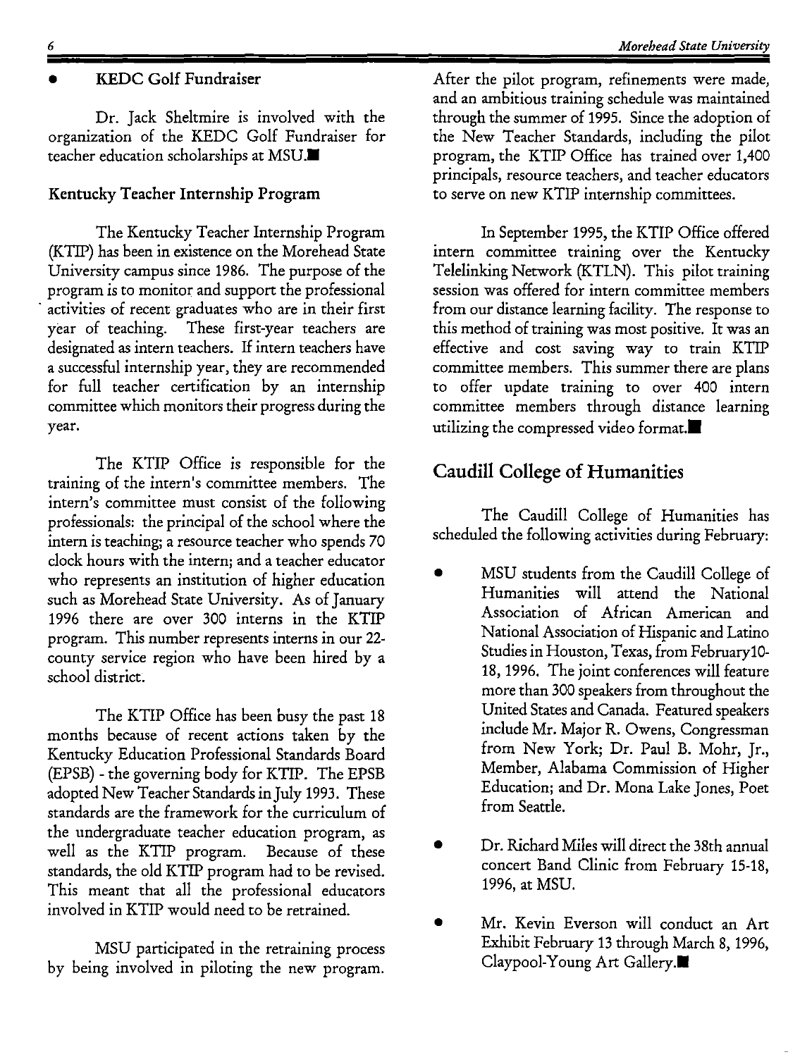- **KEDC Golf Fundraiser**

Dr. Jack Sheltmire is involved with the organization of the KEDC Golf Fundraiser for teacher education scholarships at MSU.■

### Kentucky Teacher Internship Program

The Kentucky Teacher Internship Program (KTIP) has been in existence on the Morehead State University campus since 1986. The purpose of the program is to monitor and support the professional activities of recent graduates who are in their first year of teaching. These first-year teachers are designated as intern teachers. If intern teachers have a successful internship year, they are recommended for full teacher certification by an internship committee which monitors their progress during the year.

The KTIP Office is responsible for the training of the intern's committee members. The intern's committee must consist of the following professionals: the principal of the school where the intern is teaching; a resource teacher who spends 70 clock hours with the intern; and a teacher educator who represents an institution of higher education such as Morehead State University. As of January 1996 there are over 300 interns in the KTIP program. This number represents interns in our 22-county service region who have been hired by a school district.

The KTIP Office has been busy the past 18 months because of recent actions taken by the Kentucky Education Professional Standards Board (EPSB) - the governing body for KTIP. The EPSB adopted New Teacher Standards in July 1993. These standards are the framework for the curriculum of the undergraduate teacher education program, as well as the KTIP program. Because of these standards, the old KTIP program had to be revised. This meant that all the professional educators involved in KTIP would need to be retrained.

MSU participated in the retraining process by being involved in piloting the new program. After the pilot program, refinements were made, and an ambitious training schedule was maintained through the summer of 1995. Since the adoption of the New Teacher Standards, including the pilot program, the KTIP Office has trained over 1,400 principals, resource teachers, and teacher educators to serve on new KTIP internship committees.

In September 1995, the KTIP Office offered intern committee training over the Kentucky Telelinking Network (KTLN). This pilot training session was offered for intern committee members from our distance learning facility. The response to this method of training was most positive. It was an effective and cost saving way to train KTIP committee members. This summer there are plans to offer update training to over 400 intern committee members through distance learning utilizing the compressed video format.■

## Caudill College of Humanities

The Caudill College of Humanities has scheduled the following activities during February:

- MSU students from the Caudill College of Humanities will attend the National Association of African American and National Association of Hispanic and Latino Studies in Houston, Texas, from February10-18, 1996. The joint conferences will feature more than 300 speakers from throughout the United States and Canada. Featured speakers include Mr. Major R. Owens, Congressman from New York; Dr. Paul B. Mohr, Jr., Member, Alabama Commission of Higher Education; and Dr. Mona Lake Jones, Poet from Seattle.

- Dr. Richard Miles will direct the 38th annual concert Band Clinic from February 15-18, 1996, at MSU.

- Mr. Kevin Everson will conduct an Art Exhibit February 13 through March 8, 1996, Claypool-Young Art Gallery.■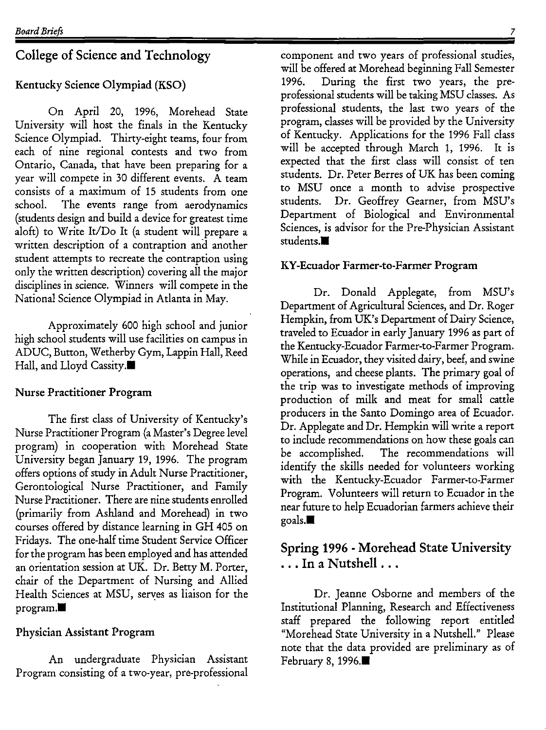## College of Science and Technology

### Kentucky Science Olympiad (KSO)

On April 20, 1996, Morehead State University will host the finals in the Kentucky Science Olympiad. Thirty-eight teams, four from each of nine regional contests and two from Ontario, Canada, that have been preparing for a year will compete in 30 different events. A team consists of a maximum of 15 students from one school. The events range from aerodynamics (students design and build a device for greatest time aloft) to Write It/Do It (a student will prepare a written description of a contraption and another student attempts to recreate the contraption using only the written description) covering all the major disciplines in science. Winners will compete in the National Science Olympiad in Atlanta in May.

Approximately 600 high school and junior high school students will use facilities on campus in ADUC, Button, Wetherby Gym, Lappin Hall, Reed Hall, and Lloyd Cassity.■

### Nurse Practitioner Program

The first class of University of Kentucky's Nurse Practitioner Program (a Master's Degree level program) in cooperation with Morehead State University began January 19, 1996. The program offers options of study in Adult Nurse Practitioner, Gerontological Nurse Practitioner, and Family Nurse Practitioner. There are nine students enrolled (primarily from Ashland and Morehead) in two courses offered by distance learning in GH 405 on Fridays. The one-half time Student Service Officer for the program has been employed and has attended an orientation session at UK. Dr. Betty M. Porter, chair of the Department of Nursing and Allied Health Sciences at MSU, serves as liaison for the program.■

### Physician Assistant Program

An undergraduate Physician Assistant Program consisting of a two-year, pre-professional component and two years of professional studies, will be offered at Morehead beginning Fall Semester 1996. During the first two years, the pre-professional students will be taking MSU classes. As professional students, the last two years of the program, classes will be provided by the University of Kentucky. Applications for the 1996 Fall class will be accepted through March 1, 1996. It is expected that the first class will consist of ten students. Dr. Peter Berres of UK has been coming to MSU once a month to advise prospective students. Dr. Geoffrey Gearner, from MSU's Department of Biological and Environmental Sciences, is advisor for the Pre-Physician Assistant students.■

### KY-Ecuador Farmer-to-Farmer Program

Dr. Donald Applegate, from MSU's Department of Agricultural Sciences, and Dr. Roger Hempkin, from UK's Department of Dairy Science, traveled to Ecuador in early January 1996 as part of the Kentucky-Ecuador Farmer-to-Farmer Program. While in Ecuador, they visited dairy, beef, and swine operations, and cheese plants. The primary goal of the trip was to investigate methods of improving production of milk and meat for small cattle producers in the Santo Domingo area of Ecuador. Dr. Applegate and Dr. Hempkin will write a report to include recommendations on how these goals can be accomplished. The recommendations will identify the skills needed for volunteers working with the Kentucky-Ecuador Farmer-to-Farmer Program. Volunteers will return to Ecuador in the near future to help Ecuadorian farmers achieve their goals.■

## Spring 1996 - Morehead State University . . . In a Nutshell . . .

Dr. Jeanne Osborne and members of the Institutional Planning, Research and Effectiveness staff prepared the following report entitled "Morehead State University in a Nutshell." Please note that the data provided are preliminary as of February 8, 1996.■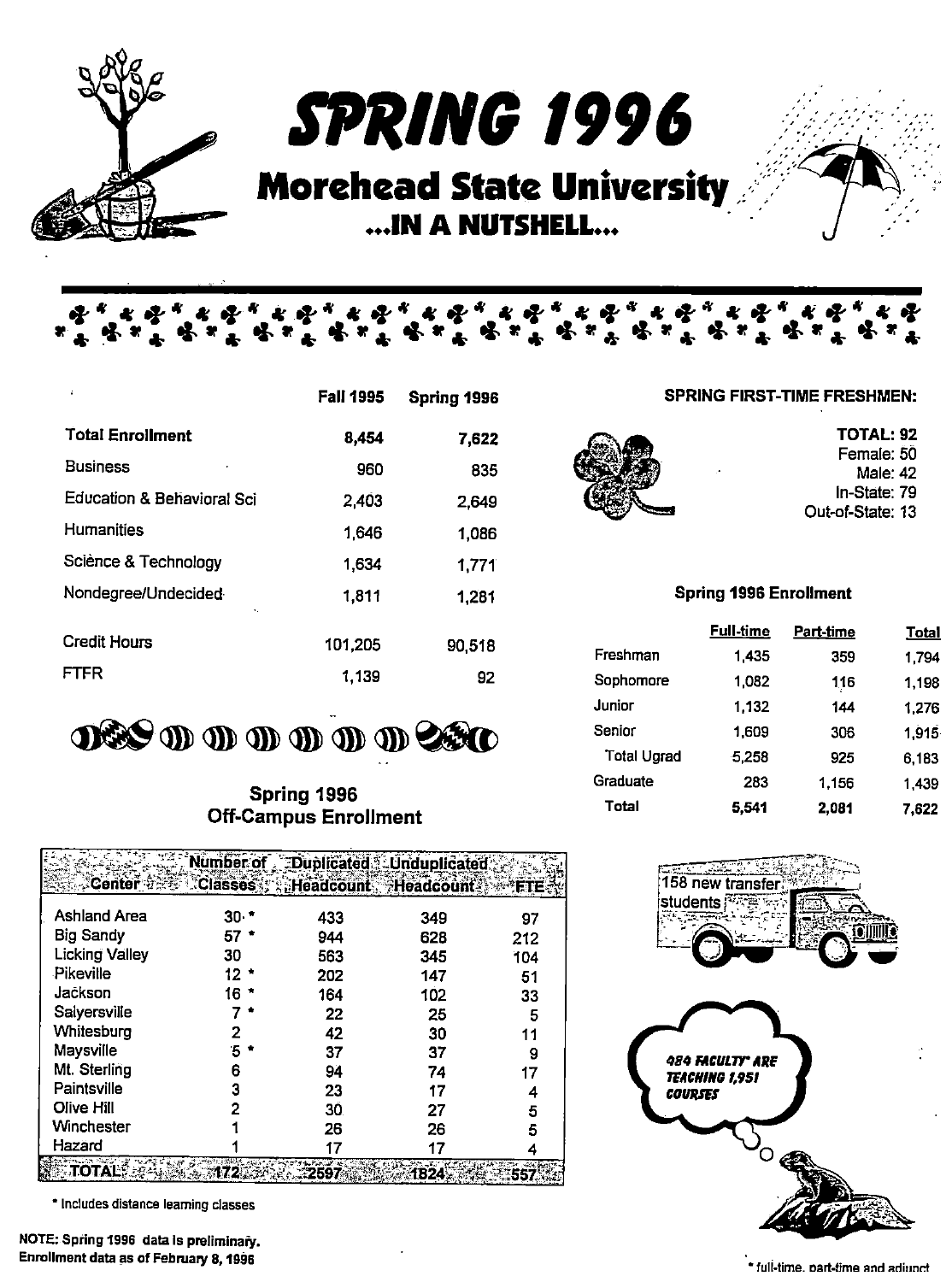# SPRING 1996

## Morehead State University

### ...IN A NUTSHELL...

| | Fall 1995 | Spring 1996 |
|---|---|---|
| **Total Enrollment** | **8,454** | **7,622** |
| Business | 960 | 835 |
| Education & Behavioral Sci | 2,403 | 2,649 |
| Humanities | 1,646 | 1,086 |
| Science & Technology | 1,634 | 1,771 |
| Nondegree/Undecided | 1,811 | 1,281 |
| Credit Hours | 101,205 | 90,518 |
| FTFR | 1,139 | 92 |

**SPRING FIRST-TIME FRESHMEN:**

**TOTAL: 92**
Female: 50
Male: 42
In-State: 79
Out-of-State: 13

**Spring 1996 Enrollment**

| | Full-time | Part-time | Total |
|---|---|---|---|
| Freshman | 1,435 | 359 | 1,794 |
| Sophomore | 1,082 | 116 | 1,198 |
| Junior | 1,132 | 144 | 1,276 |
| Senior | 1,609 | 306 | 1,915 |
| Total Ugrad | 5,258 | 925 | 6,183 |
| Graduate | 283 | 1,156 | 1,439 |
| **Total** | **5,541** | **2,081** | **7,622** |

**Spring 1996 Off-Campus Enrollment**

| Center | Number of Classes | Duplicated Headcount | Unduplicated Headcount | FTE |
|---|---|---|---|---|
| Ashland Area | 30 * | 433 | 349 | 97 |
| Big Sandy | 57 * | 944 | 628 | 212 |
| Licking Valley | 30 | 563 | 345 | 104 |
| Pikeville | 12 * | 202 | 147 | 51 |
| Jackson | 16 * | 164 | 102 | 33 |
| Salyersville | 7 * | 22 | 25 | 5 |
| Whitesburg | 2 | 42 | 30 | 11 |
| Maysville | 5 * | 37 | 37 | 9 |
| Mt. Sterling | 6 | 94 | 74 | 17 |
| Paintsville | 3 | 23 | 17 | 4 |
| Olive Hill | 2 | 30 | 27 | 5 |
| Winchester | 1 | 26 | 26 | 5 |
| Hazard | 1 | 17 | 17 | 4 |
| **TOTAL** | **172** | **2597** | **1824** | **557** |

\* Includes distance learning classes

158 new transfer students

484 FACULTY* ARE TEACHING 1,951 COURSES

\* full-time, part-time and adjunct

**NOTE: Spring 1996 data is preliminary. Enrollment data as of February 8, 1996**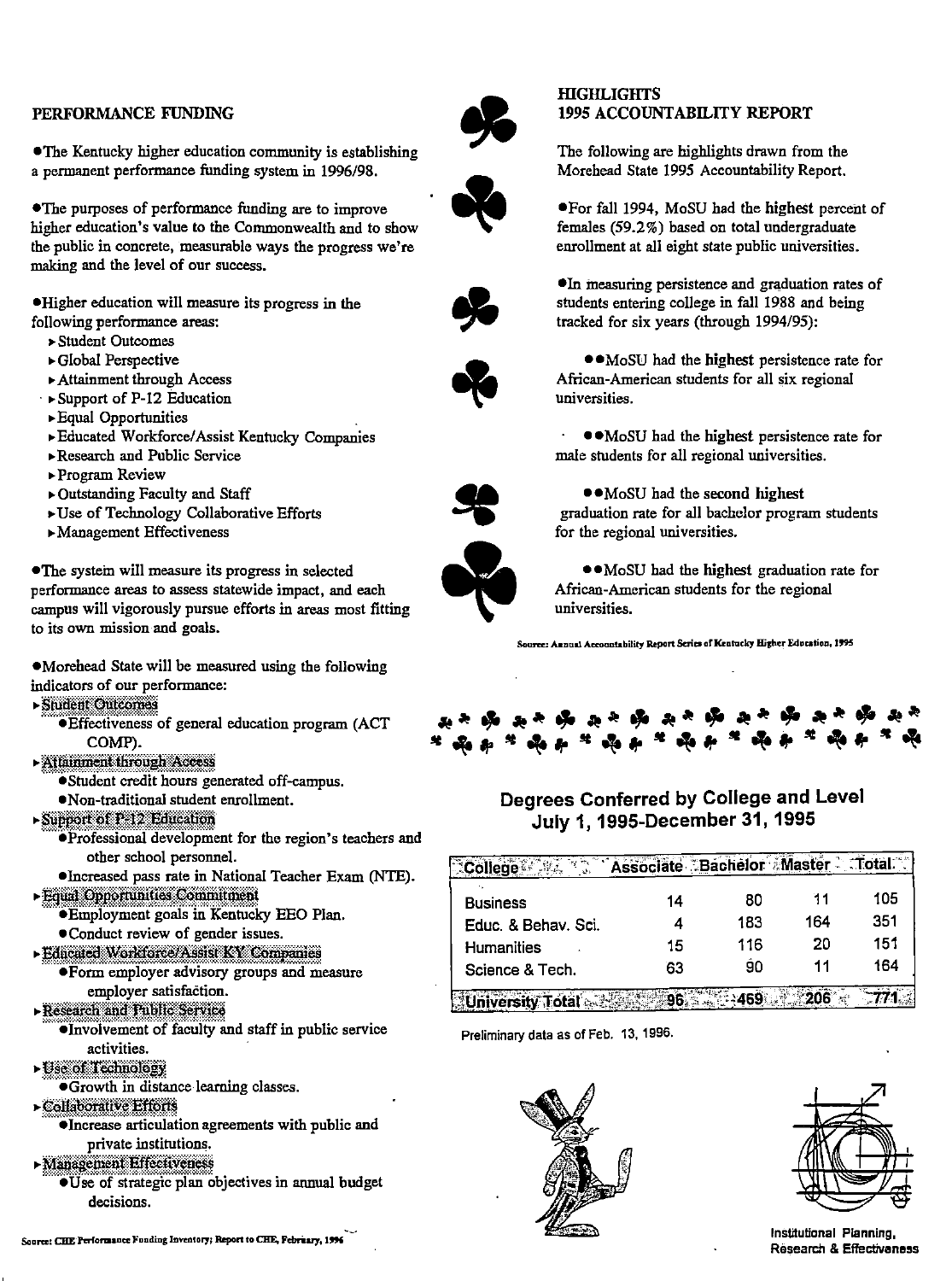## PERFORMANCE FUNDING

- The Kentucky higher education community is establishing a permanent performance funding system in 1996/98.

- The purposes of performance funding are to improve higher education's value to the Commonwealth and to show the public in concrete, measurable ways the progress we're making and the level of our success.

- Higher education will measure its progress in the following performance areas:
  - Student Outcomes
  - Global Perspective
  - Attainment through Access
  - Support of P-12 Education
  - Equal Opportunities
  - Educated Workforce/Assist Kentucky Companies
  - Research and Public Service
  - Program Review
  - Outstanding Faculty and Staff
  - Use of Technology Collaborative Efforts
  - Management Effectiveness

- The system will measure its progress in selected performance areas to assess statewide impact, and each campus will vigorously pursue efforts in areas most fitting to its own mission and goals.

- Morehead State will be measured using the following indicators of our performance:
  - Student Outcomes
    - Effectiveness of general education program (ACT COMP).
  - Attainment through Access
    - Student credit hours generated off-campus.
    - Non-traditional student enrollment.
  - Support of P-12 Education
    - Professional development for the region's teachers and other school personnel.
    - Increased pass rate in National Teacher Exam (NTE).
  - Equal Opportunities Commitment
    - Employment goals in Kentucky EEO Plan.
    - Conduct review of gender issues.
  - Educated Workforce/Assist KY Companies
    - Form employer advisory groups and measure employer satisfaction.
  - Research and Public Service
    - Involvement of faculty and staff in public service activities.
  - Use of Technology
    - Growth in distance learning classes.
  - Collaborative Efforts
    - Increase articulation agreements with public and private institutions.
  - Management Effectiveness
    - Use of strategic plan objectives in annual budget decisions.

Source: CHE Performance Funding Inventory; Report to CHE, February, 1996

## HIGHLIGHTS 1995 ACCOUNTABILITY REPORT

The following are highlights drawn from the Morehead State 1995 Accountability Report.

- For fall 1994, MoSU had the **highest** percent of females (59.2%) based on total undergraduate enrollment at all eight state public universities.

- In measuring persistence and graduation rates of students entering college in fall 1988 and being tracked for six years (through 1994/95):

  - MoSU had the **highest** persistence rate for African-American students for all six regional universities.

  - MoSU had the **highest** persistence rate for male students for all regional universities.

  - MoSU had the **second highest** graduation rate for all bachelor program students for the regional universities.

  - MoSU had the **highest** graduation rate for African-American students for the regional universities.

Source: Annual Accountability Report Series of Kentucky Higher Education, 1995

## Degrees Conferred by College and Level July 1, 1995-December 31, 1995

| College | Associate | Bachelor | Master | Total |
|---|---|---|---|---|
| Business | 14 | 80 | 11 | 105 |
| Educ. & Behav. Sci. | 4 | 183 | 164 | 351 |
| Humanities | 15 | 116 | 20 | 151 |
| Science & Tech. | 63 | 90 | 11 | 164 |
| University Total | 96 | 469 | 206 | 771 |

Preliminary data as of Feb. 13, 1996.

Institutional Planning, Research & Effectiveness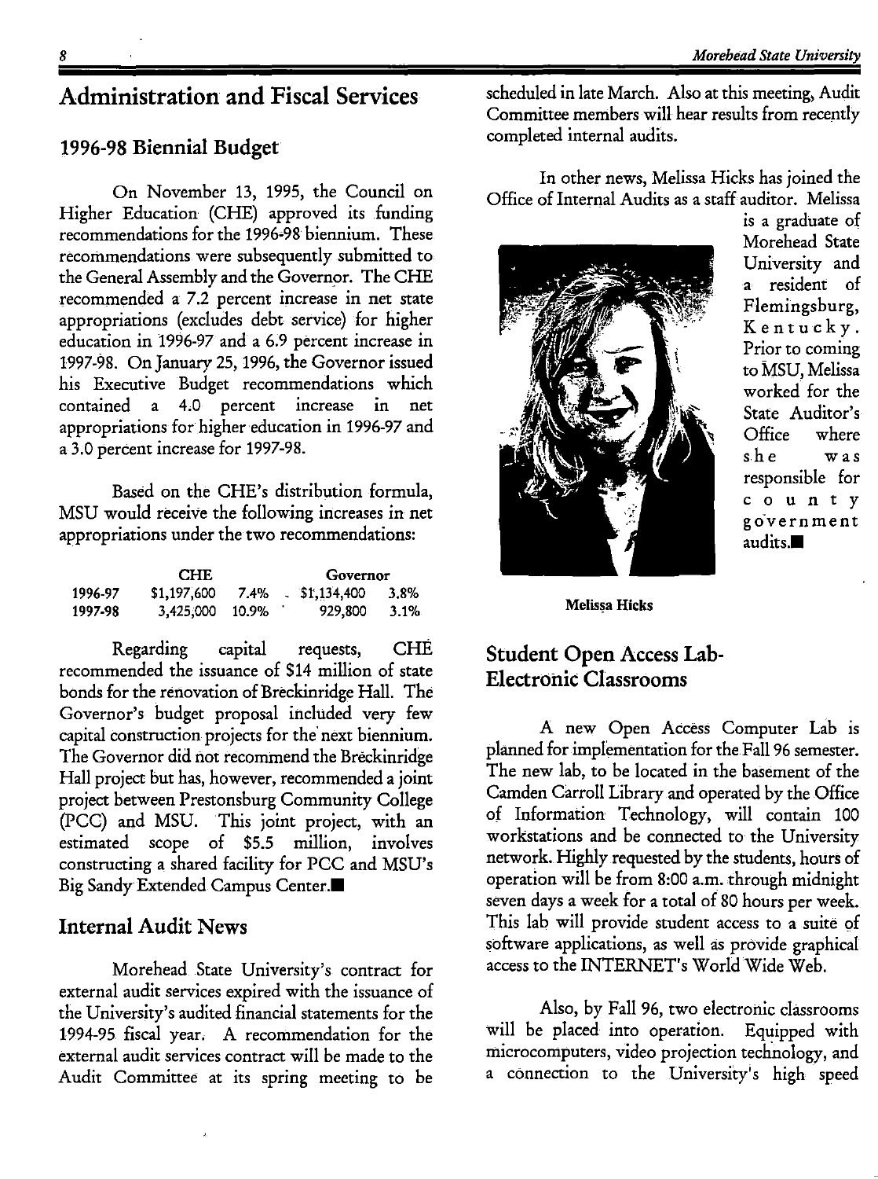## Administration and Fiscal Services

### 1996-98 Biennial Budget

On November 13, 1995, the Council on Higher Education (CHE) approved its funding recommendations for the 1996-98 biennium. These recommendations were subsequently submitted to the General Assembly and the Governor. The CHE recommended a 7.2 percent increase in net state appropriations (excludes debt service) for higher education in 1996-97 and a 6.9 percent increase in 1997-98. On January 25, 1996, the Governor issued his Executive Budget recommendations which contained a 4.0 percent increase in net appropriations for higher education in 1996-97 and a 3.0 percent increase for 1997-98.

Based on the CHE's distribution formula, MSU would receive the following increases in net appropriations under the two recommendations:

| | CHE | | Governor | |
|---|---|---|---|---|
| 1996-97 | $1,197,600 | 7.4% | $1,134,400 | 3.8% |
| 1997-98 | 3,425,000 | 10.9% | 929,800 | 3.1% |

Regarding capital requests, CHE recommended the issuance of $14 million of state bonds for the renovation of Breckinridge Hall. The Governor's budget proposal included very few capital construction projects for the next biennium. The Governor did not recommend the Breckinridge Hall project but has, however, recommended a joint project between Prestonsburg Community College (PCC) and MSU. This joint project, with an estimated scope of $5.5 million, involves constructing a shared facility for PCC and MSU's Big Sandy Extended Campus Center.■

### Internal Audit News

Morehead State University's contract for external audit services expired with the issuance of the University's audited financial statements for the 1994-95 fiscal year. A recommendation for the external audit services contract will be made to the Audit Committee at its spring meeting to be scheduled in late March. Also at this meeting, Audit Committee members will hear results from recently completed internal audits.

In other news, Melissa Hicks has joined the Office of Internal Audits as a staff auditor. Melissa is a graduate of Morehead State University and a resident of Flemingsburg, Kentucky. Prior to coming to MSU, Melissa worked for the State Auditor's Office where she was responsible for county government audits.■

**Melissa Hicks**

### Student Open Access Lab-Electronic Classrooms

A new Open Access Computer Lab is planned for implementation for the Fall 96 semester. The new lab, to be located in the basement of the Camden Carroll Library and operated by the Office of Information Technology, will contain 100 workstations and be connected to the University network. Highly requested by the students, hours of operation will be from 8:00 a.m. through midnight seven days a week for a total of 80 hours per week. This lab will provide student access to a suite of software applications, as well as provide graphical access to the INTERNET's World Wide Web.

Also, by Fall 96, two electronic classrooms will be placed into operation. Equipped with microcomputers, video projection technology, and a connection to the University's high speed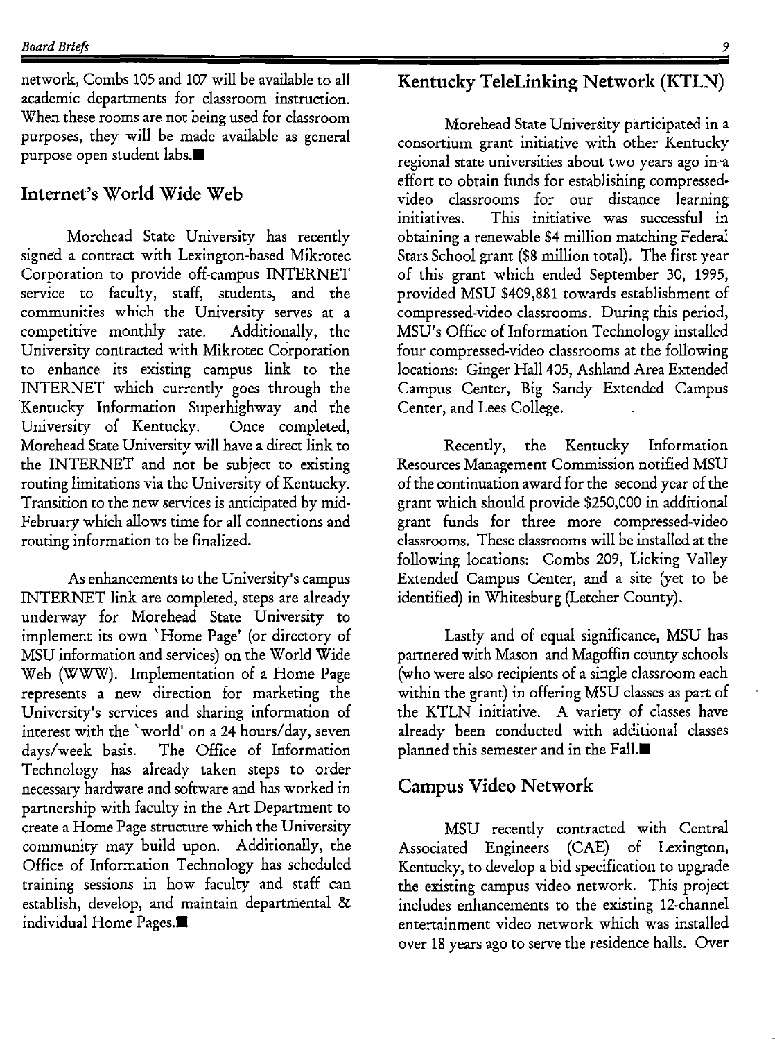network, Combs 105 and 107 will be available to all academic departments for classroom instruction. When these rooms are not being used for classroom purposes, they will be made available as general purpose open student labs.■

## Internet's World Wide Web

Morehead State University has recently signed a contract with Lexington-based Mikrotec Corporation to provide off-campus INTERNET service to faculty, staff, students, and the communities which the University serves at a competitive monthly rate. Additionally, the University contracted with Mikrotec Corporation to enhance its existing campus link to the INTERNET which currently goes through the Kentucky Information Superhighway and the University of Kentucky. Once completed, Morehead State University will have a direct link to the INTERNET and not be subject to existing routing limitations via the University of Kentucky. Transition to the new services is anticipated by mid-February which allows time for all connections and routing information to be finalized.

As enhancements to the University's campus INTERNET link are completed, steps are already underway for Morehead State University to implement its own 'Home Page' (or directory of MSU information and services) on the World Wide Web (WWW). Implementation of a Home Page represents a new direction for marketing the University's services and sharing information of interest with the 'world' on a 24 hours/day, seven days/week basis. The Office of Information Technology has already taken steps to order necessary hardware and software and has worked in partnership with faculty in the Art Department to create a Home Page structure which the University community may build upon. Additionally, the Office of Information Technology has scheduled training sessions in how faculty and staff can establish, develop, and maintain departmental & individual Home Pages.■

## Kentucky TeleLinking Network (KTLN)

Morehead State University participated in a consortium grant initiative with other Kentucky regional state universities about two years ago in a effort to obtain funds for establishing compressed-video classrooms for our distance learning initiatives. This initiative was successful in obtaining a renewable $4 million matching Federal Stars School grant ($8 million total). The first year of this grant which ended September 30, 1995, provided MSU $409,881 towards establishment of compressed-video classrooms. During this period, MSU's Office of Information Technology installed four compressed-video classrooms at the following locations: Ginger Hall 405, Ashland Area Extended Campus Center, Big Sandy Extended Campus Center, and Lees College.

Recently, the Kentucky Information Resources Management Commission notified MSU of the continuation award for the second year of the grant which should provide $250,000 in additional grant funds for three more compressed-video classrooms. These classrooms will be installed at the following locations: Combs 209, Licking Valley Extended Campus Center, and a site (yet to be identified) in Whitesburg (Letcher County).

Lastly and of equal significance, MSU has partnered with Mason and Magoffin county schools (who were also recipients of a single classroom each within the grant) in offering MSU classes as part of the KTLN initiative. A variety of classes have already been conducted with additional classes planned this semester and in the Fall.■

## Campus Video Network

MSU recently contracted with Central Associated Engineers (CAE) of Lexington, Kentucky, to develop a bid specification to upgrade the existing campus video network. This project includes enhancements to the existing 12-channel entertainment video network which was installed over 18 years ago to serve the residence halls. Over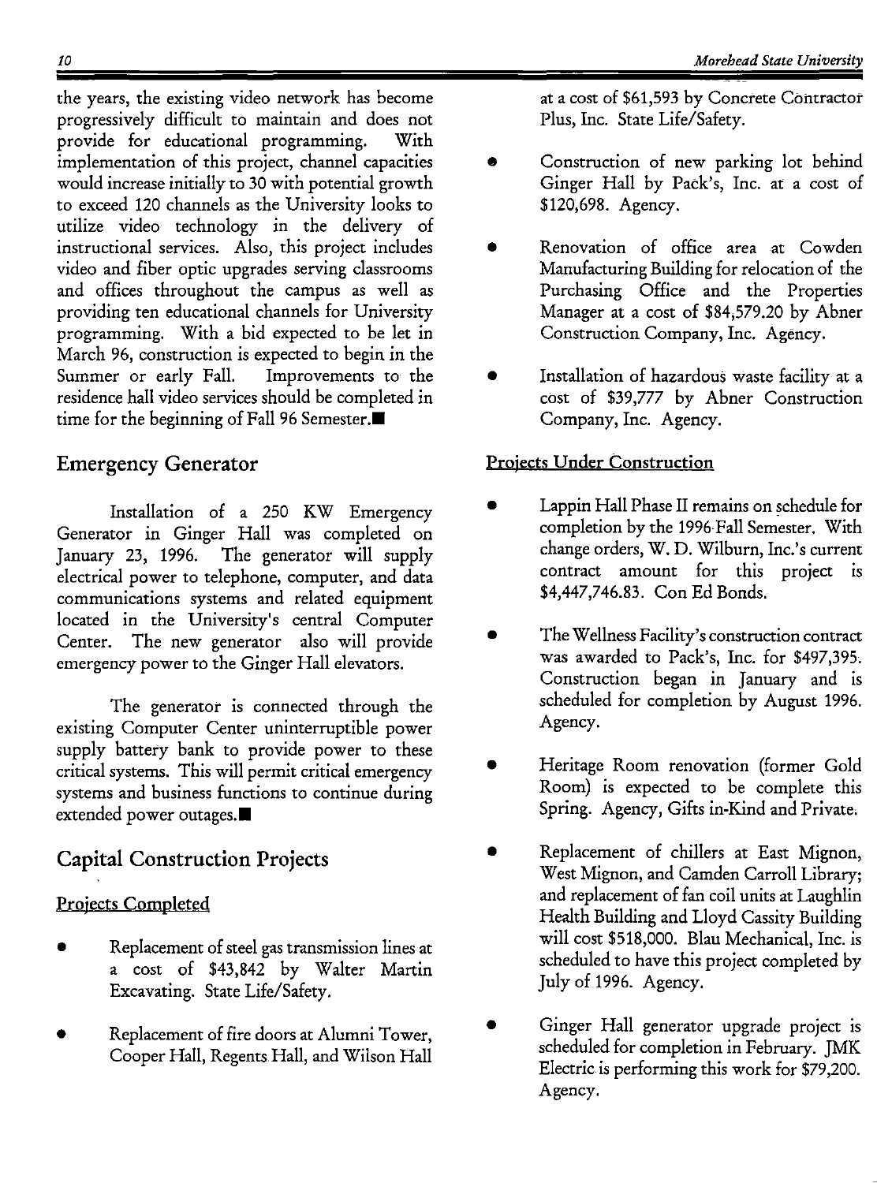the years, the existing video network has become progressively difficult to maintain and does not provide for educational programming. With implementation of this project, channel capacities would increase initially to 30 with potential growth to exceed 120 channels as the University looks to utilize video technology in the delivery of instructional services. Also, this project includes video and fiber optic upgrades serving classrooms and offices throughout the campus as well as providing ten educational channels for University programming. With a bid expected to be let in March 96, construction is expected to begin in the Summer or early Fall. Improvements to the residence hall video services should be completed in time for the beginning of Fall 96 Semester.■

## Emergency Generator

Installation of a 250 KW Emergency Generator in Ginger Hall was completed on January 23, 1996. The generator will supply electrical power to telephone, computer, and data communications systems and related equipment located in the University's central Computer Center. The new generator also will provide emergency power to the Ginger Hall elevators.

The generator is connected through the existing Computer Center uninterruptible power supply battery bank to provide power to these critical systems. This will permit critical emergency systems and business functions to continue during extended power outages.■

## Capital Construction Projects

### Projects Completed

- Replacement of steel gas transmission lines at a cost of $43,842 by Walter Martin Excavating. State Life/Safety.
- Replacement of fire doors at Alumni Tower, Cooper Hall, Regents Hall, and Wilson Hall at a cost of $61,593 by Concrete Contractor Plus, Inc. State Life/Safety.
- Construction of new parking lot behind Ginger Hall by Pack's, Inc. at a cost of $120,698. Agency.
- Renovation of office area at Cowden Manufacturing Building for relocation of the Purchasing Office and the Properties Manager at a cost of $84,579.20 by Abner Construction Company, Inc. Agency.
- Installation of hazardous waste facility at a cost of $39,777 by Abner Construction Company, Inc. Agency.

### Projects Under Construction

- Lappin Hall Phase II remains on schedule for completion by the 1996 Fall Semester. With change orders, W. D. Wilburn, Inc.'s current contract amount for this project is $4,447,746.83. Con Ed Bonds.
- The Wellness Facility's construction contract was awarded to Pack's, Inc. for $497,395. Construction began in January and is scheduled for completion by August 1996. Agency.
- Heritage Room renovation (former Gold Room) is expected to be complete this Spring. Agency, Gifts in-Kind and Private.
- Replacement of chillers at East Mignon, West Mignon, and Camden Carroll Library; and replacement of fan coil units at Laughlin Health Building and Lloyd Cassity Building will cost $518,000. Blau Mechanical, Inc. is scheduled to have this project completed by July of 1996. Agency.
- Ginger Hall generator upgrade project is scheduled for completion in February. JMK Electric is performing this work for $79,200. Agency.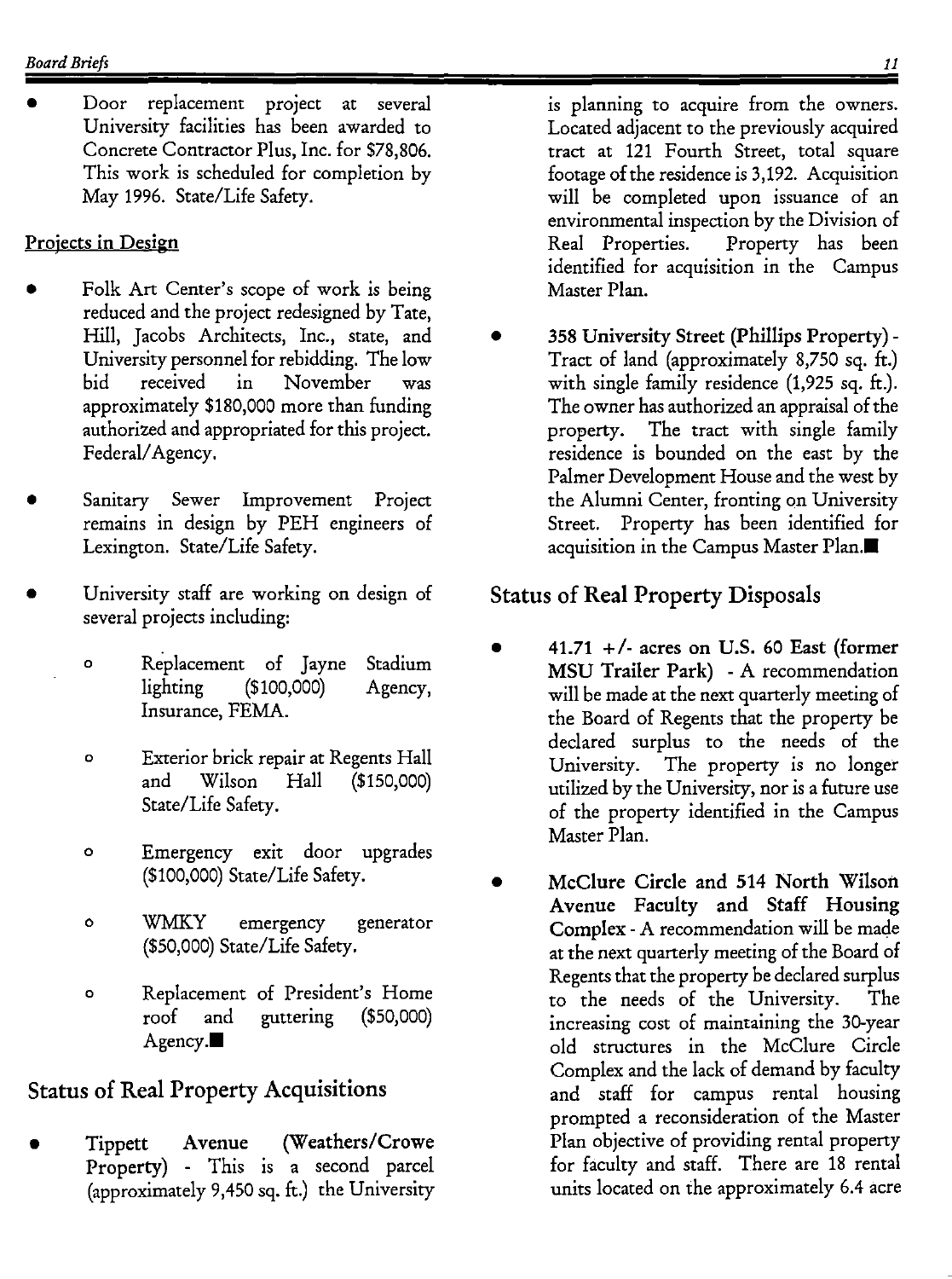- Door replacement project at several University facilities has been awarded to Concrete Contractor Plus, Inc. for $78,806. This work is scheduled for completion by May 1996. State/Life Safety.

Projects in Design

- Folk Art Center's scope of work is being reduced and the project redesigned by Tate, Hill, Jacobs Architects, Inc., state, and University personnel for rebidding. The low bid received in November was approximately $180,000 more than funding authorized and appropriated for this project. Federal/Agency.

- Sanitary Sewer Improvement Project remains in design by PEH engineers of Lexington. State/Life Safety.

- University staff are working on design of several projects including:
  - Replacement of Jayne Stadium lighting ($100,000) Agency, Insurance, FEMA.
  - Exterior brick repair at Regents Hall and Wilson Hall ($150,000) State/Life Safety.
  - Emergency exit door upgrades ($100,000) State/Life Safety.
  - WMKY emergency generator ($50,000) State/Life Safety.
  - Replacement of President's Home roof and guttering ($50,000) Agency.■

## Status of Real Property Acquisitions

- **Tippett Avenue (Weathers/Crowe Property)** - This is a second parcel (approximately 9,450 sq. ft.) the University is planning to acquire from the owners. Located adjacent to the previously acquired tract at 121 Fourth Street, total square footage of the residence is 3,192. Acquisition will be completed upon issuance of an environmental inspection by the Division of Real Properties. Property has been identified for acquisition in the Campus Master Plan.

- **358 University Street (Phillips Property)** - Tract of land (approximately 8,750 sq. ft.) with single family residence (1,925 sq. ft.). The owner has authorized an appraisal of the property. The tract with single family residence is bounded on the east by the Palmer Development House and the west by the Alumni Center, fronting on University Street. Property has been identified for acquisition in the Campus Master Plan.■

## Status of Real Property Disposals

- **41.71 +/- acres on U.S. 60 East (former MSU Trailer Park)** - A recommendation will be made at the next quarterly meeting of the Board of Regents that the property be declared surplus to the needs of the University. The property is no longer utilized by the University, nor is a future use of the property identified in the Campus Master Plan.

- **McClure Circle and 514 North Wilson Avenue Faculty and Staff Housing Complex** - A recommendation will be made at the next quarterly meeting of the Board of Regents that the property be declared surplus to the needs of the University. The increasing cost of maintaining the 30-year old structures in the McClure Circle Complex and the lack of demand by faculty and staff for campus rental housing prompted a reconsideration of the Master Plan objective of providing rental property for faculty and staff. There are 18 rental units located on the approximately 6.4 acre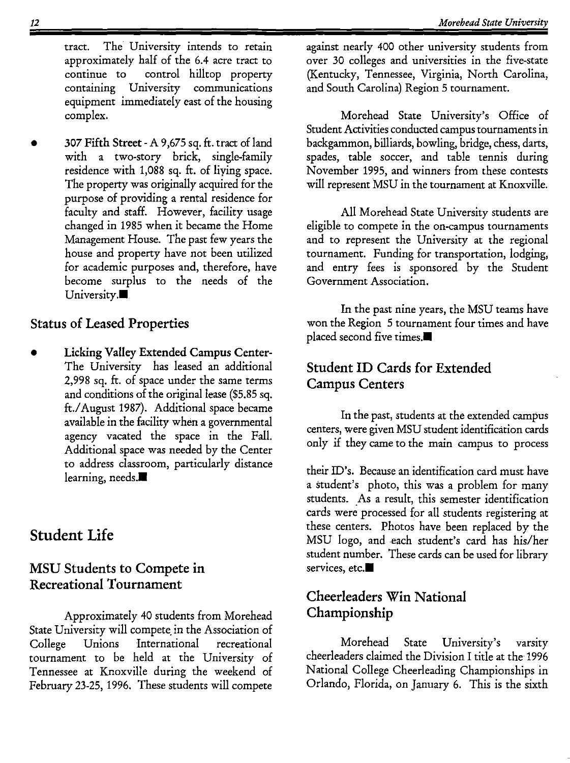tract. The University intends to retain approximately half of the 6.4 acre tract to continue to control hilltop property containing University communications equipment immediately east of the housing complex.

- **307 Fifth Street** - A 9,675 sq. ft. tract of land with a two-story brick, single-family residence with 1,088 sq. ft. of living space. The property was originally acquired for the purpose of providing a rental residence for faculty and staff. However, facility usage changed in 1985 when it became the Home Management House. The past few years the house and property have not been utilized for academic purposes and, therefore, have become surplus to the needs of the University.■

### Status of Leased Properties

- **Licking Valley Extended Campus Center**- The University has leased an additional 2,998 sq. ft. of space under the same terms and conditions of the original lease ($5.85 sq. ft./August 1987). Additional space became available in the facility when a governmental agency vacated the space in the Fall. Additional space was needed by the Center to address classroom, particularly distance learning, needs.■

## Student Life

### MSU Students to Compete in Recreational Tournament

Approximately 40 students from Morehead State University will compete in the Association of College Unions International recreational tournament to be held at the University of Tennessee at Knoxville during the weekend of February 23-25, 1996. These students will compete against nearly 400 other university students from over 30 colleges and universities in the five-state (Kentucky, Tennessee, Virginia, North Carolina, and South Carolina) Region 5 tournament.

Morehead State University's Office of Student Activities conducted campus tournaments in backgammon, billiards, bowling, bridge, chess, darts, spades, table soccer, and table tennis during November 1995, and winners from these contests will represent MSU in the tournament at Knoxville.

All Morehead State University students are eligible to compete in the on-campus tournaments and to represent the University at the regional tournament. Funding for transportation, lodging, and entry fees is sponsored by the Student Government Association.

In the past nine years, the MSU teams have won the Region 5 tournament four times and have placed second five times.■

### Student ID Cards for Extended Campus Centers

In the past, students at the extended campus centers, were given MSU student identification cards only if they came to the main campus to process their ID's. Because an identification card must have a student's photo, this was a problem for many students. As a result, this semester identification cards were processed for all students registering at these centers. Photos have been replaced by the MSU logo, and each student's card has his/her student number. These cards can be used for library services, etc.■

### Cheerleaders Win National Championship

Morehead State University's varsity cheerleaders claimed the Division I title at the 1996 National College Cheerleading Championships in Orlando, Florida, on January 6. This is the sixth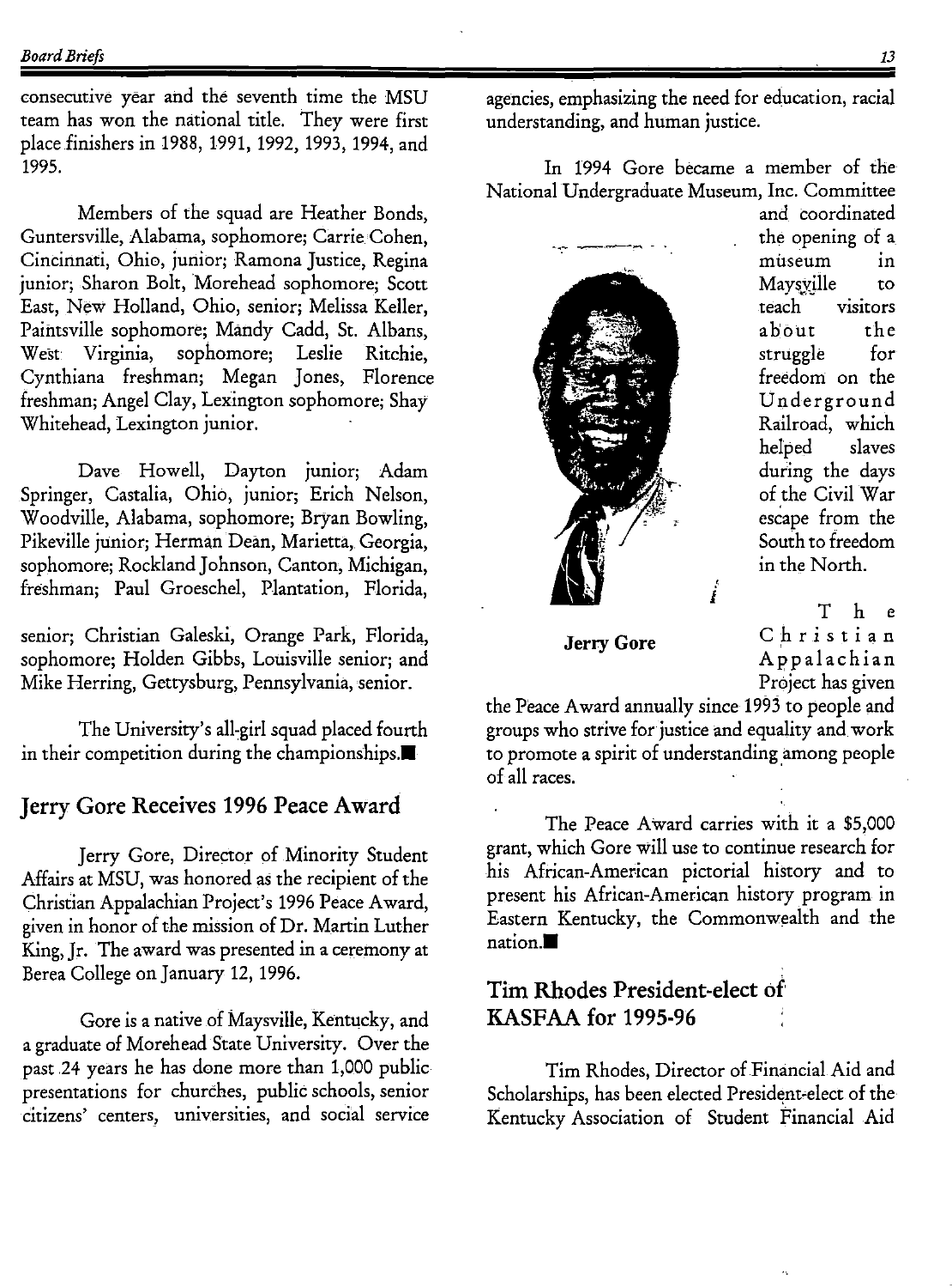consecutive year and the seventh time the MSU team has won the national title. They were first place finishers in 1988, 1991, 1992, 1993, 1994, and 1995.

Members of the squad are Heather Bonds, Guntersville, Alabama, sophomore; Carrie Cohen, Cincinnati, Ohio, junior; Ramona Justice, Regina junior; Sharon Bolt, Morehead sophomore; Scott East, New Holland, Ohio, senior; Melissa Keller, Paintsville sophomore; Mandy Cadd, St. Albans, West Virginia, sophomore; Leslie Ritchie, Cynthiana freshman; Megan Jones, Florence freshman; Angel Clay, Lexington sophomore; Shay Whitehead, Lexington junior.

Dave Howell, Dayton junior; Adam Springer, Castalia, Ohio, junior; Erich Nelson, Woodville, Alabama, sophomore; Bryan Bowling, Pikeville junior; Herman Dean, Marietta, Georgia, sophomore; Rockland Johnson, Canton, Michigan, freshman; Paul Groeschel, Plantation, Florida, senior; Christian Galeski, Orange Park, Florida, sophomore; Holden Gibbs, Louisville senior; and Mike Herring, Gettysburg, Pennsylvania, senior.

The University's all-girl squad placed fourth in their competition during the championships.■

## Jerry Gore Receives 1996 Peace Award

Jerry Gore, Director of Minority Student Affairs at MSU, was honored as the recipient of the Christian Appalachian Project's 1996 Peace Award, given in honor of the mission of Dr. Martin Luther King, Jr. The award was presented in a ceremony at Berea College on January 12, 1996.

Gore is a native of Maysville, Kentucky, and a graduate of Morehead State University. Over the past 24 years he has done more than 1,000 public presentations for churches, public schools, senior citizens' centers, universities, and social service agencies, emphasizing the need for education, racial understanding, and human justice.

In 1994 Gore became a member of the National Undergraduate Museum, Inc. Committee and coordinated the opening of a museum in Maysville to teach visitors about the struggle for freedom on the Underground Railroad, which helped slaves during the days of the Civil War escape from the South to freedom in the North.

**Jerry Gore**

The Christian Appalachian Project has given the Peace Award annually since 1993 to people and groups who strive for justice and equality and work to promote a spirit of understanding among people of all races.

The Peace Award carries with it a $5,000 grant, which Gore will use to continue research for his African-American pictorial history and to present his African-American history program in Eastern Kentucky, the Commonwealth and the nation.■

## Tim Rhodes President-elect of KASFAA for 1995-96

Tim Rhodes, Director of Financial Aid and Scholarships, has been elected President-elect of the Kentucky Association of Student Financial Aid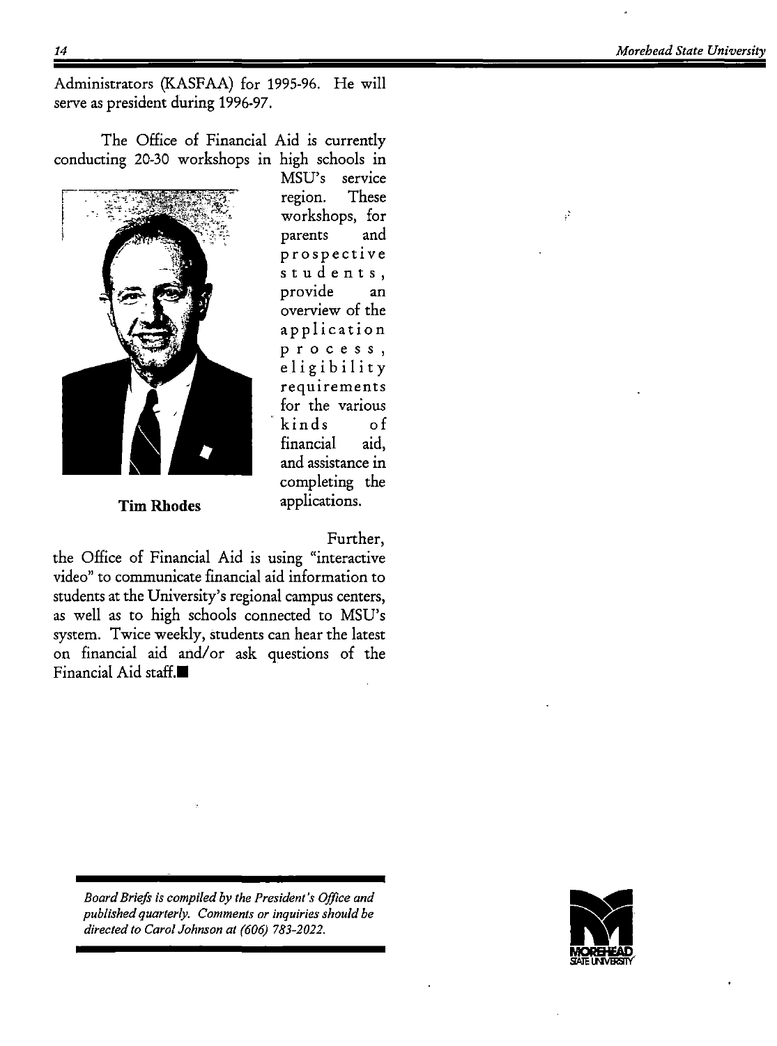Administrators (KASFAA) for 1995-96. He will serve as president during 1996-97.

The Office of Financial Aid is currently conducting 20-30 workshops in high schools in MSU's service region. These workshops, for parents and prospective students, provide an overview of the application process, eligibility requirements for the various kinds of financial aid, and assistance in completing the applications.

**Tim Rhodes**

Further, the Office of Financial Aid is using "interactive video" to communicate financial aid information to students at the University's regional campus centers, as well as to high schools connected to MSU's system. Twice weekly, students can hear the latest on financial aid and/or ask questions of the Financial Aid staff.■

*Board Briefs is compiled by the President's Office and published quarterly. Comments or inquiries should be directed to Carol Johnson at (606) 783-2022.*